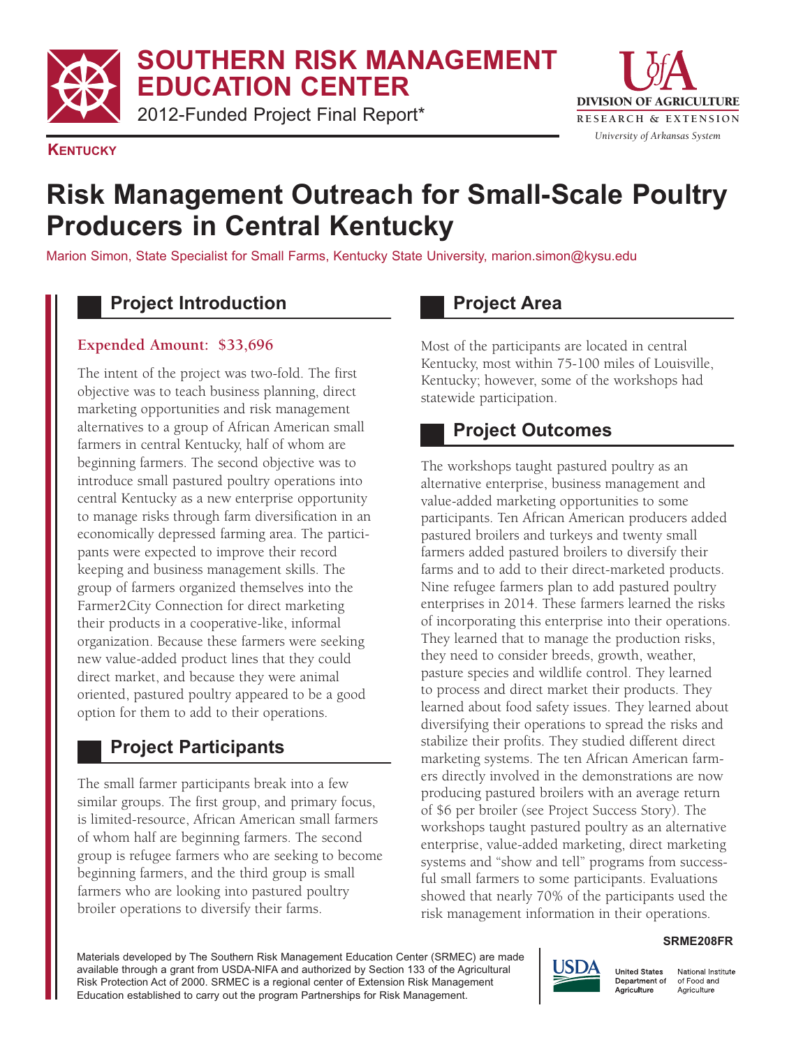# SOUTHERN RISK MANAGEMENT EDUCATION CENTER

2012-Funded Project Final Report*

DIVISION OF AGRICULTURE
RESEARCH & EXTENSION
*University of Arkansas System*

**KENTUCKY**

# Risk Management Outreach for Small-Scale Poultry Producers in Central Kentucky

Marion Simon, State Specialist for Small Farms, Kentucky State University, marion.simon@kysu.edu

## Project Introduction

**Expended Amount: $33,696**

The intent of the project was two-fold. The first objective was to teach business planning, direct marketing opportunities and risk management alternatives to a group of African American small farmers in central Kentucky, half of whom are beginning farmers. The second objective was to introduce small pastured poultry operations into central Kentucky as a new enterprise opportunity to manage risks through farm diversification in an economically depressed farming area. The participants were expected to improve their record keeping and business management skills. The group of farmers organized themselves into the Farmer2City Connection for direct marketing their products in a cooperative-like, informal organization. Because these farmers were seeking new value-added product lines that they could direct market, and because they were animal oriented, pastured poultry appeared to be a good option for them to add to their operations.

## Project Participants

The small farmer participants break into a few similar groups. The first group, and primary focus, is limited-resource, African American small farmers of whom half are beginning farmers. The second group is refugee farmers who are seeking to become beginning farmers, and the third group is small farmers who are looking into pastured poultry broiler operations to diversify their farms.

## Project Area

Most of the participants are located in central Kentucky, most within 75-100 miles of Louisville, Kentucky; however, some of the workshops had statewide participation.

## Project Outcomes

The workshops taught pastured poultry as an alternative enterprise, business management and value-added marketing opportunities to some participants. Ten African American producers added pastured broilers and turkeys and twenty small farmers added pastured broilers to diversify their farms and to add to their direct-marketed products. Nine refugee farmers plan to add pastured poultry enterprises in 2014. These farmers learned the risks of incorporating this enterprise into their operations. They learned that to manage the production risks, they need to consider breeds, growth, weather, pasture species and wildlife control. They learned to process and direct market their products. They learned about food safety issues. They learned about diversifying their operations to spread the risks and stabilize their profits. They studied different direct marketing systems. The ten African American farmers directly involved in the demonstrations are now producing pastured broilers with an average return of $6 per broiler (see Project Success Story). The workshops taught pastured poultry as an alternative enterprise, value-added marketing, direct marketing systems and "show and tell" programs from successful small farmers to some participants. Evaluations showed that nearly 70% of the participants used the risk management information in their operations.

SRME208FR

Materials developed by The Southern Risk Management Education Center (SRMEC) are made available through a grant from USDA-NIFA and authorized by Section 133 of the Agricultural Risk Protection Act of 2000. SRMEC is a regional center of Extension Risk Management Education established to carry out the program Partnerships for Risk Management.

USDA United States Department of Agriculture — National Institute of Food and Agriculture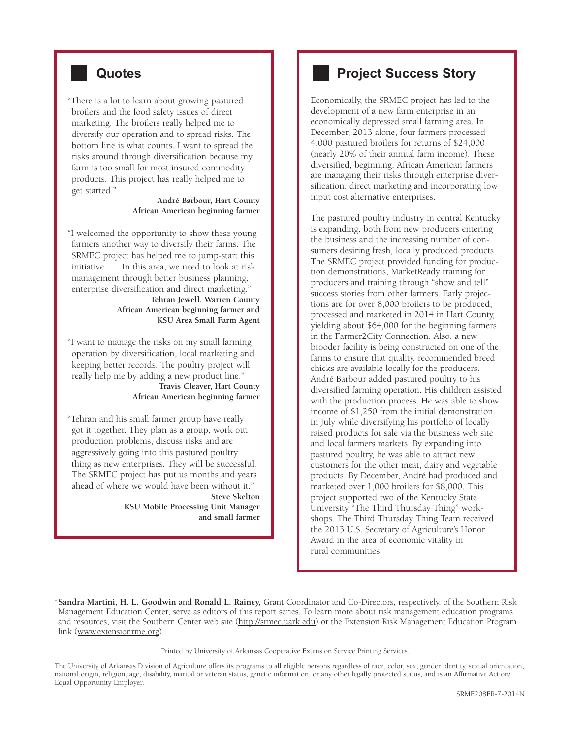## Quotes

"There is a lot to learn about growing pastured broilers and the food safety issues of direct marketing. The broilers really helped me to diversify our operation and to spread risks. The bottom line is what counts. I want to spread the risks around through diversification because my farm is too small for most insured commodity products. This project has really helped me to get started."

**André Barbour, Hart County**
**African American beginning farmer**

"I welcomed the opportunity to show these young farmers another way to diversify their farms. The SRMEC project has helped me to jump-start this initiative . . . In this area, we need to look at risk management through better business planning, enterprise diversification and direct marketing."

**Tehran Jewell, Warren County**
**African American beginning farmer and**
**KSU Area Small Farm Agent**

"I want to manage the risks on my small farming operation by diversification, local marketing and keeping better records. The poultry project will really help me by adding a new product line."

**Travis Cleaver, Hart County**
**African American beginning farmer**

"Tehran and his small farmer group have really got it together. They plan as a group, work out production problems, discuss risks and are aggressively going into this pastured poultry thing as new enterprises. They will be successful. The SRMEC project has put us months and years ahead of where we would have been without it."

**Steve Skelton**
**KSU Mobile Processing Unit Manager**
**and small farmer**

## Project Success Story

Economically, the SRMEC project has led to the development of a new farm enterprise in an economically depressed small farming area. In December, 2013 alone, four farmers processed 4,000 pastured broilers for returns of $24,000 (nearly 20% of their annual farm income). These diversified, beginning, African American farmers are managing their risks through enterprise diversification, direct marketing and incorporating low input cost alternative enterprises.

The pastured poultry industry in central Kentucky is expanding, both from new producers entering the business and the increasing number of consumers desiring fresh, locally produced products. The SRMEC project provided funding for production demonstrations, MarketReady training for producers and training through "show and tell" success stories from other farmers. Early projections are for over 8,000 broilers to be produced, processed and marketed in 2014 in Hart County, yielding about $64,000 for the beginning farmers in the Farmer2City Connection. Also, a new brooder facility is being constructed on one of the farms to ensure that quality, recommended breed chicks are available locally for the producers. André Barbour added pastured poultry to his diversified farming operation. His children assisted with the production process. He was able to show income of $1,250 from the initial demonstration in July while diversifying his portfolio of locally raised products for sale via the business web site and local farmers markets. By expanding into pastured poultry, he was able to attract new customers for the other meat, dairy and vegetable products. By December, André had produced and marketed over 1,000 broilers for $8,000. This project supported two of the Kentucky State University "The Third Thursday Thing" workshops. The Third Thursday Thing Team received the 2013 U.S. Secretary of Agriculture's Honor Award in the area of economic vitality in rural communities.

*__Sandra Martini__, __H. L. Goodwin__ and __Ronald L. Rainey,__ Grant Coordinator and Co-Directors, respectively, of the Southern Risk Management Education Center, serve as editors of this report series. To learn more about risk management education programs and resources, visit the Southern Center web site (http://srmec.uark.edu) or the Extension Risk Management Education Program link (www.extensionrme.org).

Printed by University of Arkansas Cooperative Extension Service Printing Services.

The University of Arkansas Division of Agriculture offers its programs to all eligible persons regardless of race, color, sex, gender identity, sexual orientation, national origin, religion, age, disability, marital or veteran status, genetic information, or any other legally protected status, and is an Affirmative Action/Equal Opportunity Employer.

SRME208FR-7-2014N